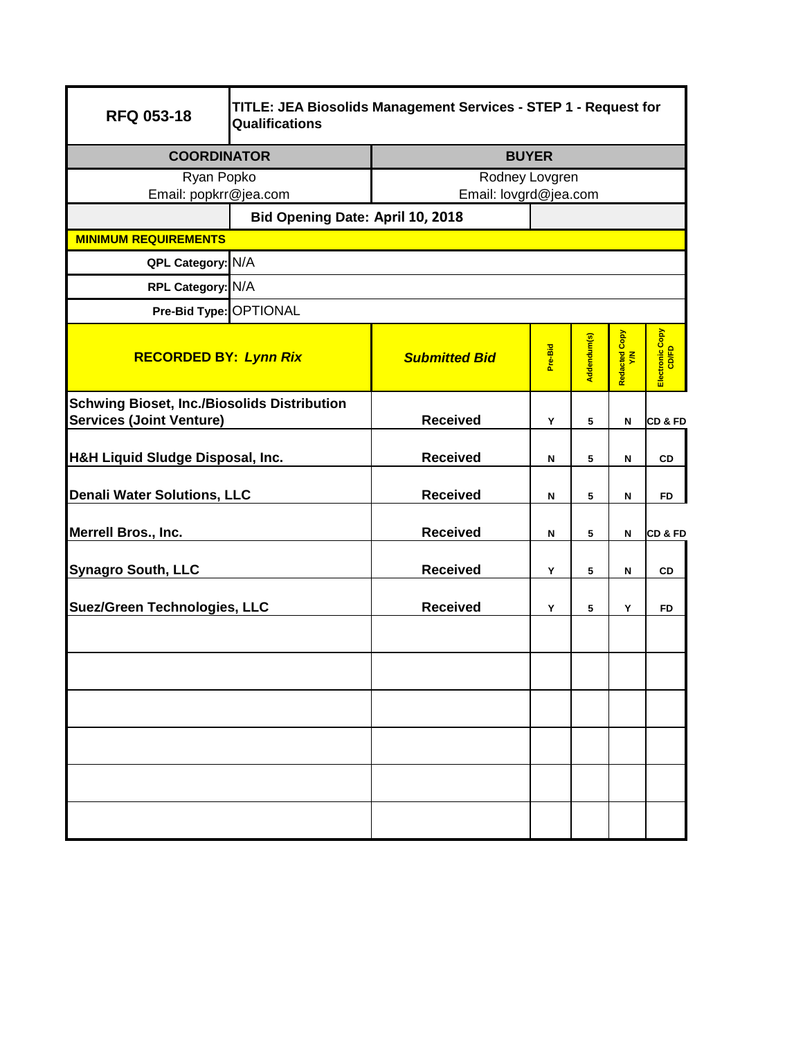| **RFQ 053-18** | **TITLE: JEA Biosolids Management Services - STEP 1 - Request for Qualifications** | | | | | |
|---|---|---|---|---|---|---|
| **COORDINATOR** | | **BUYER** | | | | |
| Ryan Popko<br>Email: popkrr@jea.com | | Rodney Lovgren<br>Email: lovgrd@jea.com | | | | |
| | **Bid Opening Date: April 10, 2018** | | | | | |
| **MINIMUM REQUIREMENTS** | | | | | | |
| **QPL Category:** | N/A | | | | | |
| **RPL Category:** | N/A | | | | | |
| **Pre-Bid Type:** | OPTIONAL | | | | | |

| **RECORDED BY:** ***Lynn Rix*** | ***Submitted Bid*** | **Pre-Bid** | **Addendum(s)** | **Redacted Copy Y/N** | **Electronic Copy CD/FD** |
|---|---|---|---|---|---|
| **Schwing Bioset, Inc./Biosolids Distribution Services (Joint Venture)** | **Received** | Y | 5 | N | CD & FD |
| **H&H Liquid Sludge Disposal, Inc.** | **Received** | N | 5 | N | CD |
| **Denali Water Solutions, LLC** | **Received** | N | 5 | N | FD |
| **Merrell Bros., Inc.** | **Received** | N | 5 | N | CD & FD |
| **Synagro South, LLC** | **Received** | Y | 5 | N | CD |
| **Suez/Green Technologies, LLC** | **Received** | Y | 5 | Y | FD |
| | | | | | |
| | | | | | |
| | | | | | |
| | | | | | |
| | | | | | |
| | | | | | |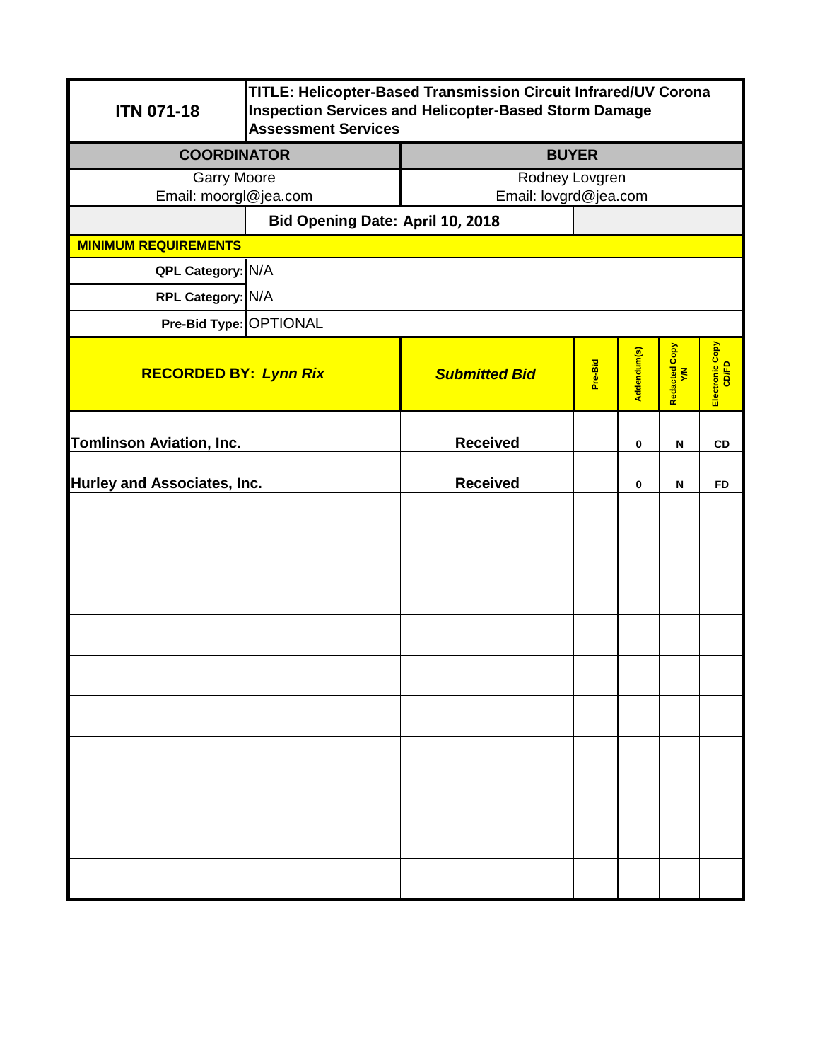| ITN 071-18 | TITLE: Helicopter-Based Transmission Circuit Infrared/UV Corona Inspection Services and Helicopter-Based Storm Damage Assessment Services |
|---|---|
| **COORDINATOR** | **BUYER** |
| Garry Moore<br>Email: moorgl@jea.com | Rodney Lovgren<br>Email: lovgrd@jea.com |
| | **Bid Opening Date: April 10, 2018** |

**MINIMUM REQUIREMENTS**

| | |
|---|---|
| **QPL Category:** | N/A |
| **RPL Category:** | N/A |
| **Pre-Bid Type:** | OPTIONAL |

| **RECORDED BY:** ***Lynn Rix*** | ***Submitted Bid*** | **Pre-Bid** | **Addendum(s)** | **Redacted Copy Y/N** | **Electronic Copy CD/FD** |
|---|---|---|---|---|---|
| **Tomlinson Aviation, Inc.** | **Received** | | **0** | **N** | **CD** |
| **Hurley and Associates, Inc.** | **Received** | | **0** | **N** | **FD** |
| | | | | | |
| | | | | | |
| | | | | | |
| | | | | | |
| | | | | | |
| | | | | | |
| | | | | | |
| | | | | | |
| | | | | | |
| | | | | | |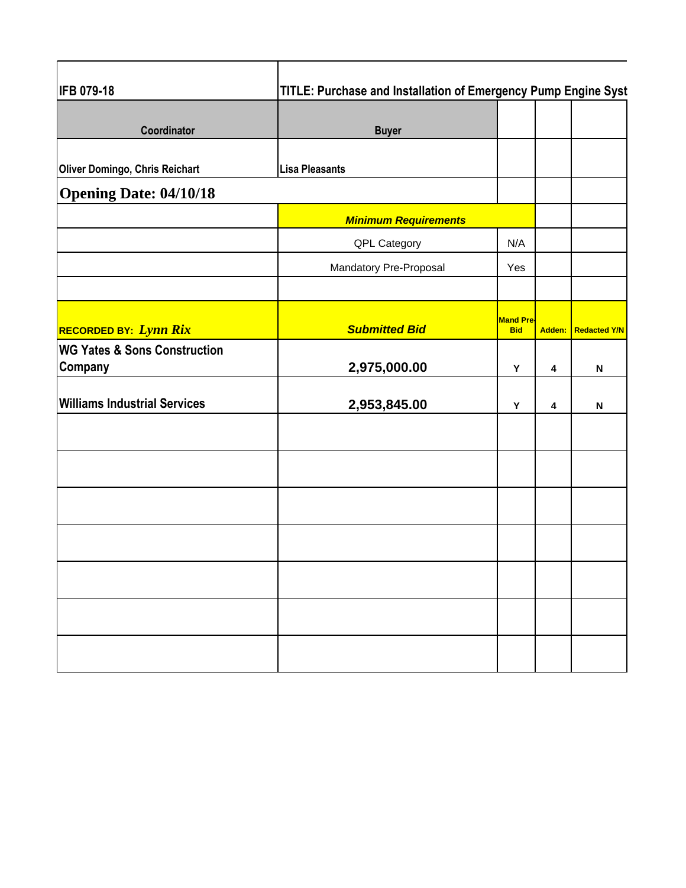| | | | | |
|---|---|---|---|---|
| **IFB 079-18** | **TITLE: Purchase and Installation of Emergency Pump Engine Syst** | | | |
| **Coordinator** | **Buyer** | | | |
| **Oliver Domingo, Chris Reichart** | **Lisa Pleasants** | | | |
| **Opening Date: 04/10/18** | | | | |
| | ***Minimum Requirements*** | | | |
| | QPL Category | N/A | | |
| | Mandatory Pre-Proposal | Yes | | |
| | | | | |
| **RECORDED BY:** ***Lynn Rix*** | ***Submitted Bid*** | **Mand Pre-Bid** | **Adden:** | **Redacted Y/N** |
| **WG Yates & Sons Construction Company** | **2,975,000.00** | **Y** | **4** | **N** |
| **Williams Industrial Services** | **2,953,845.00** | **Y** | **4** | **N** |
| | | | | |
| | | | | |
| | | | | |
| | | | | |
| | | | | |
| | | | | |
| | | | | |